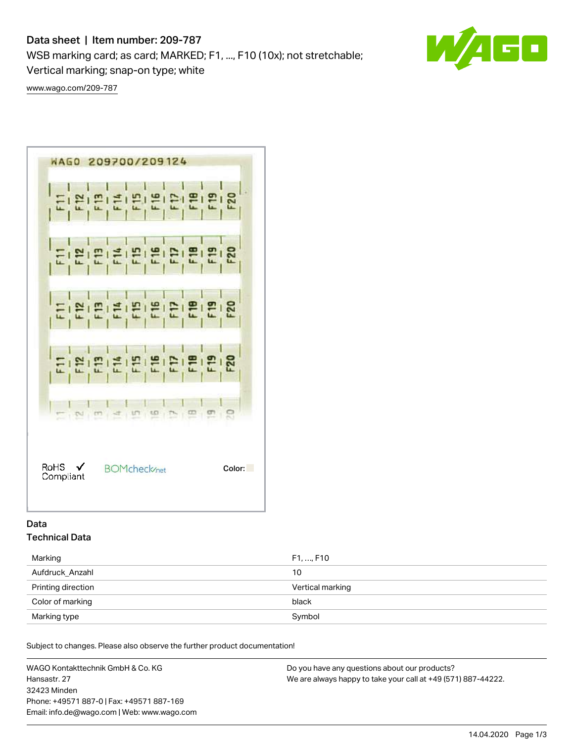# Data sheet | Item number: 209-787

WSB marking card; as card; MARKED; F1, ..., F10 (10x); not stretchable; Vertical marking; snap-on type; white

www.wago.com/209-787

RoHS Compliant

Color:

## Data

### Technical Data

| | |
|---|---|
| Marking | F1, ..., F10 |
| Aufdruck_Anzahl | 10 |
| Printing direction | Vertical marking |
| Color of marking | black |
| Marking type | Symbol |

Subject to changes. Please also observe the further product documentation!

WAGO Kontakttechnik GmbH & Co. KG
Hansastr. 27
32423 Minden
Phone: +49571 887-0 | Fax: +49571 887-169
Email: info.de@wago.com | Web: www.wago.com

Do you have any questions about our products?
We are always happy to take your call at +49 (571) 887-44222.

14.04.2020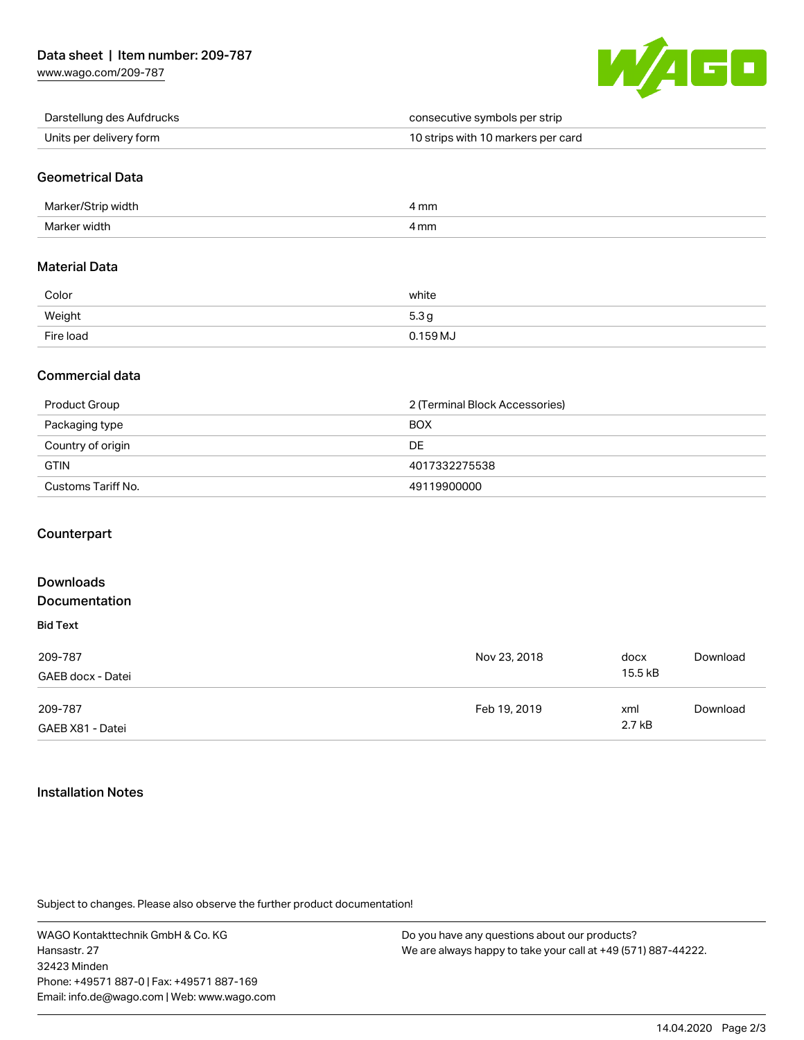| | |
|---|---|
| Darstellung des Aufdrucks | consecutive symbols per strip |
| Units per delivery form | 10 strips with 10 markers per card |

## Geometrical Data

| | |
|---|---|
| Marker/Strip width | 4 mm |
| Marker width | 4 mm |

## Material Data

| | |
|---|---|
| Color | white |
| Weight | 5.3 g |
| Fire load | 0.159 MJ |

## Commercial data

| | |
|---|---|
| Product Group | 2 (Terminal Block Accessories) |
| Packaging type | BOX |
| Country of origin | DE |
| GTIN | 4017332275538 |
| Customs Tariff No. | 49119900000 |

## Counterpart

## Downloads
## Documentation

**Bid Text**

| | | | |
|---|---|---|---|
| 209-787<br>GAEB docx - Datei | Nov 23, 2018 | docx<br>15.5 kB | Download |
| 209-787<br>GAEB X81 - Datei | Feb 19, 2019 | xml<br>2.7 kB | Download |

## Installation Notes

Subject to changes. Please also observe the further product documentation!

WAGO Kontakttechnik GmbH & Co. KG
Hansastr. 27
32423 Minden
Phone: +49571 887-0 | Fax: +49571 887-169
Email: info.de@wago.com | Web: www.wago.com

Do you have any questions about our products?
We are always happy to take your call at +49 (571) 887-44222.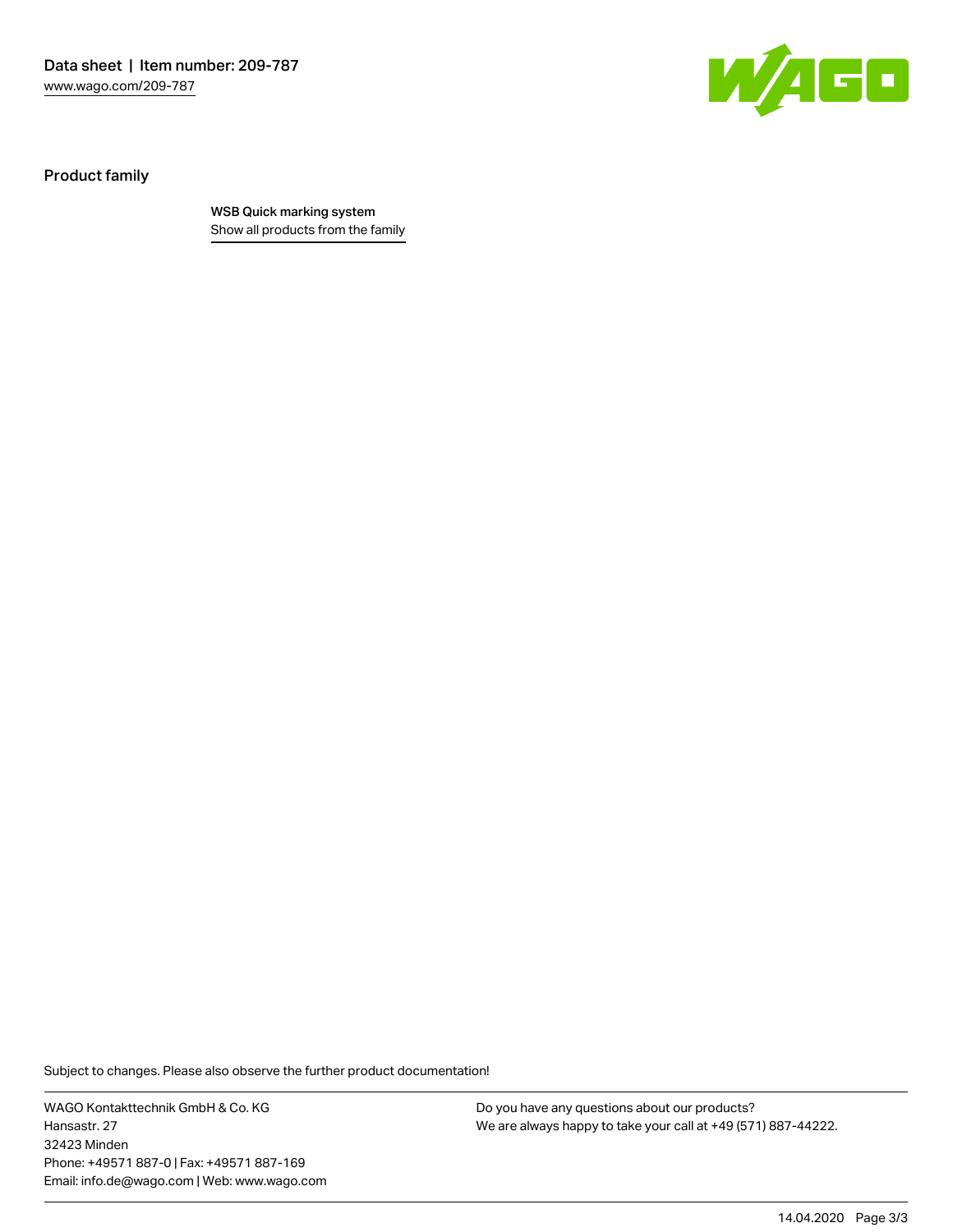## Product family

WSB Quick marking system
Show all products from the family

Subject to changes. Please also observe the further product documentation!

WAGO Kontakttechnik GmbH & Co. KG
Hansastr. 27
32423 Minden
Phone: +49571 887-0 | Fax: +49571 887-169
Email: info.de@wago.com | Web: www.wago.com

Do you have any questions about our products?
We are always happy to take your call at +49 (571) 887-44222.